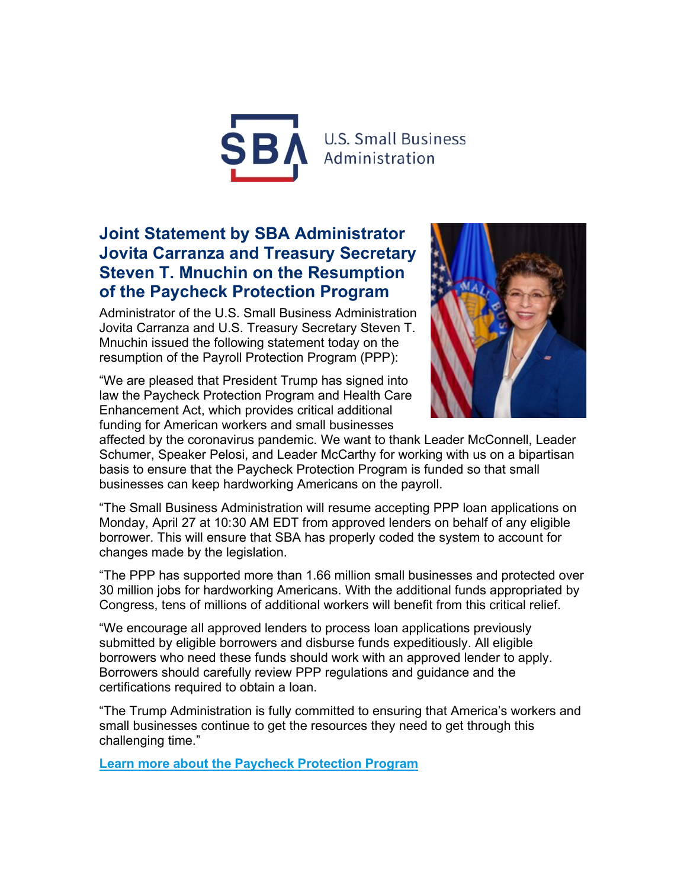U.S. Small Business Administration

# Joint Statement by SBA Administrator Jovita Carranza and Treasury Secretary Steven T. Mnuchin on the Resumption of the Paycheck Protection Program

Administrator of the U.S. Small Business Administration Jovita Carranza and U.S. Treasury Secretary Steven T. Mnuchin issued the following statement today on the resumption of the Payroll Protection Program (PPP):

"We are pleased that President Trump has signed into law the Paycheck Protection Program and Health Care Enhancement Act, which provides critical additional funding for American workers and small businesses affected by the coronavirus pandemic. We want to thank Leader McConnell, Leader Schumer, Speaker Pelosi, and Leader McCarthy for working with us on a bipartisan basis to ensure that the Paycheck Protection Program is funded so that small businesses can keep hardworking Americans on the payroll.

"The Small Business Administration will resume accepting PPP loan applications on Monday, April 27 at 10:30 AM EDT from approved lenders on behalf of any eligible borrower. This will ensure that SBA has properly coded the system to account for changes made by the legislation.

"The PPP has supported more than 1.66 million small businesses and protected over 30 million jobs for hardworking Americans. With the additional funds appropriated by Congress, tens of millions of additional workers will benefit from this critical relief.

"We encourage all approved lenders to process loan applications previously submitted by eligible borrowers and disburse funds expeditiously. All eligible borrowers who need these funds should work with an approved lender to apply. Borrowers should carefully review PPP regulations and guidance and the certifications required to obtain a loan.

"The Trump Administration is fully committed to ensuring that America's workers and small businesses continue to get the resources they need to get through this challenging time."

**Learn more about the Paycheck Protection Program**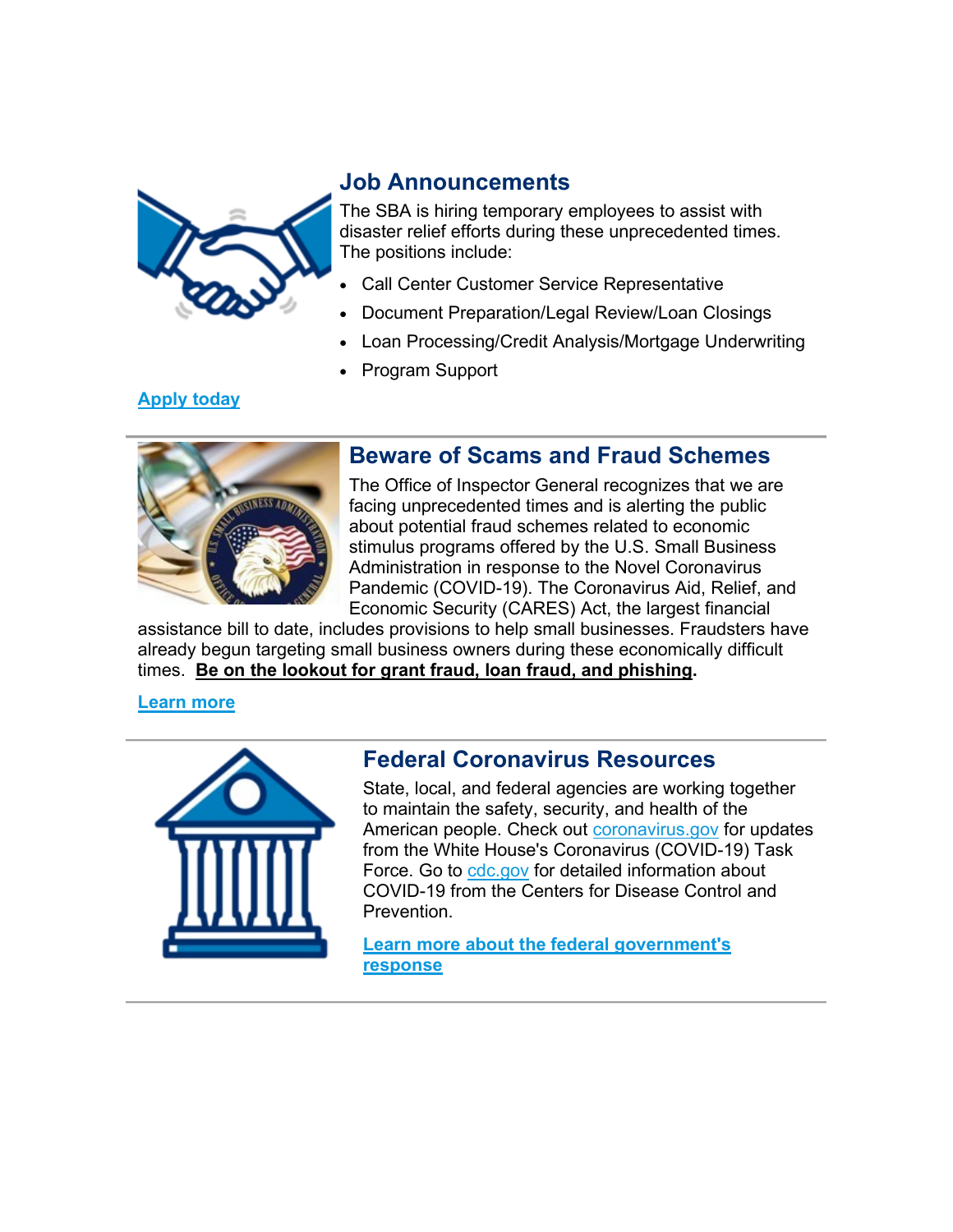## Job Announcements

The SBA is hiring temporary employees to assist with disaster relief efforts during these unprecedented times. The positions include:

- Call Center Customer Service Representative
- Document Preparation/Legal Review/Loan Closings
- Loan Processing/Credit Analysis/Mortgage Underwriting
- Program Support

**Apply today**

---

## Beware of Scams and Fraud Schemes

The Office of Inspector General recognizes that we are facing unprecedented times and is alerting the public about potential fraud schemes related to economic stimulus programs offered by the U.S. Small Business Administration in response to the Novel Coronavirus Pandemic (COVID-19). The Coronavirus Aid, Relief, and Economic Security (CARES) Act, the largest financial assistance bill to date, includes provisions to help small businesses. Fraudsters have already begun targeting small business owners during these economically difficult times. **Be on the lookout for grant fraud, loan fraud, and phishing.**

**Learn more**

---

## Federal Coronavirus Resources

State, local, and federal agencies are working together to maintain the safety, security, and health of the American people. Check out coronavirus.gov for updates from the White House's Coronavirus (COVID-19) Task Force. Go to cdc.gov for detailed information about COVID-19 from the Centers for Disease Control and Prevention.

**Learn more about the federal government's response**

---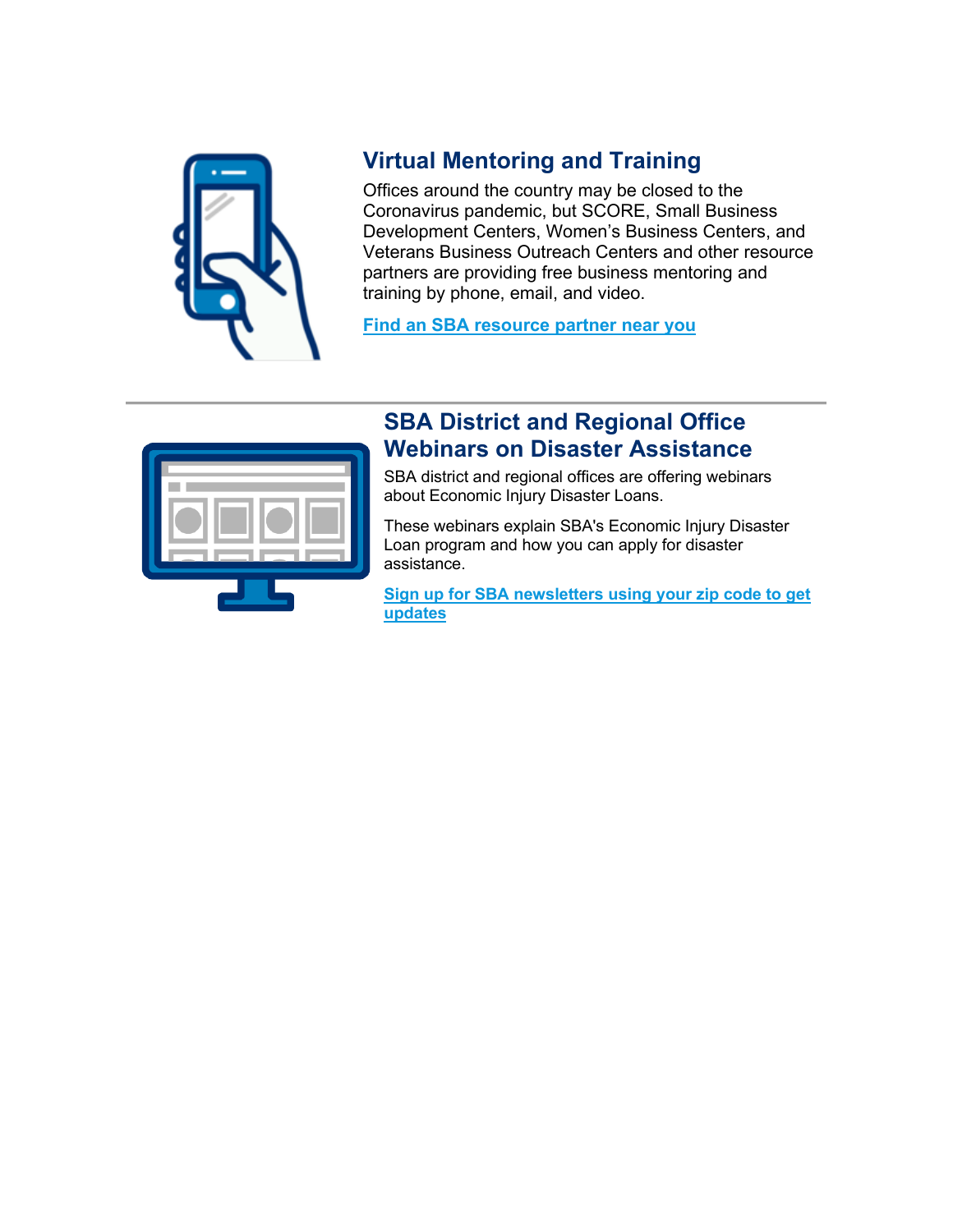## Virtual Mentoring and Training

Offices around the country may be closed to the Coronavirus pandemic, but SCORE, Small Business Development Centers, Women's Business Centers, and Veterans Business Outreach Centers and other resource partners are providing free business mentoring and training by phone, email, and video.

**Find an SBA resource partner near you**

---

## SBA District and Regional Office Webinars on Disaster Assistance

SBA district and regional offices are offering webinars about Economic Injury Disaster Loans.

These webinars explain SBA's Economic Injury Disaster Loan program and how you can apply for disaster assistance.

**Sign up for SBA newsletters using your zip code to get updates**